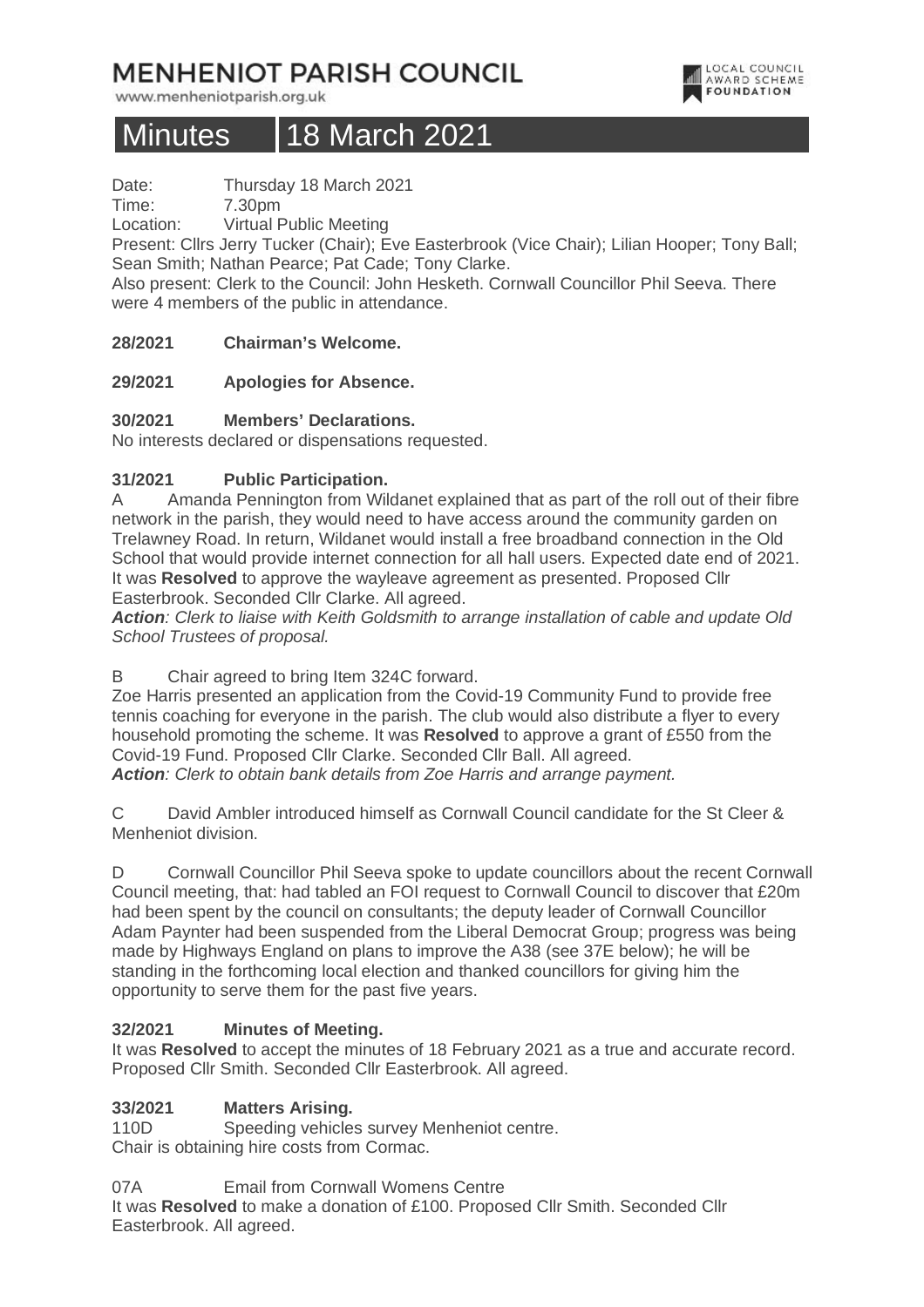# MENHENIOT PARISH COUNCIL

www.menheniotparish.org.uk

## Minutes 18 March 2021

Date: Thursday 18 March 2021
Time: 7.30pm
Location: Virtual Public Meeting

Present: Cllrs Jerry Tucker (Chair); Eve Easterbrook (Vice Chair); Lilian Hooper; Tony Ball; Sean Smith; Nathan Pearce; Pat Cade; Tony Clarke.

Also present: Clerk to the Council: John Hesketh. Cornwall Councillor Phil Seeva. There were 4 members of the public in attendance.

**28/2021 Chairman's Welcome.**

**29/2021 Apologies for Absence.**

**30/2021 Members' Declarations.**

No interests declared or dispensations requested.

**31/2021 Public Participation.**

A Amanda Pennington from Wildanet explained that as part of the roll out of their fibre network in the parish, they would need to have access around the community garden on Trelawney Road. In return, Wildanet would install a free broadband connection in the Old School that would provide internet connection for all hall users. Expected date end of 2021. It was **Resolved** to approve the wayleave agreement as presented. Proposed Cllr Easterbrook. Seconded Cllr Clarke. All agreed.

***Action**: Clerk to liaise with Keith Goldsmith to arrange installation of cable and update Old School Trustees of proposal.*

B Chair agreed to bring Item 324C forward.

Zoe Harris presented an application from the Covid-19 Community Fund to provide free tennis coaching for everyone in the parish. The club would also distribute a flyer to every household promoting the scheme. It was **Resolved** to approve a grant of £550 from the Covid-19 Fund. Proposed Cllr Clarke. Seconded Cllr Ball. All agreed.

***Action**: Clerk to obtain bank details from Zoe Harris and arrange payment.*

C David Ambler introduced himself as Cornwall Council candidate for the St Cleer & Menheniot division.

D Cornwall Councillor Phil Seeva spoke to update councillors about the recent Cornwall Council meeting, that: had tabled an FOI request to Cornwall Council to discover that £20m had been spent by the council on consultants; the deputy leader of Cornwall Councillor Adam Paynter had been suspended from the Liberal Democrat Group; progress was being made by Highways England on plans to improve the A38 (see 37E below); he will be standing in the forthcoming local election and thanked councillors for giving him the opportunity to serve them for the past five years.

**32/2021 Minutes of Meeting.**

It was **Resolved** to accept the minutes of 18 February 2021 as a true and accurate record. Proposed Cllr Smith. Seconded Cllr Easterbrook. All agreed.

**33/2021 Matters Arising.**

110D Speeding vehicles survey Menheniot centre.

Chair is obtaining hire costs from Cormac.

07A Email from Cornwall Womens Centre

It was **Resolved** to make a donation of £100. Proposed Cllr Smith. Seconded Cllr Easterbrook. All agreed.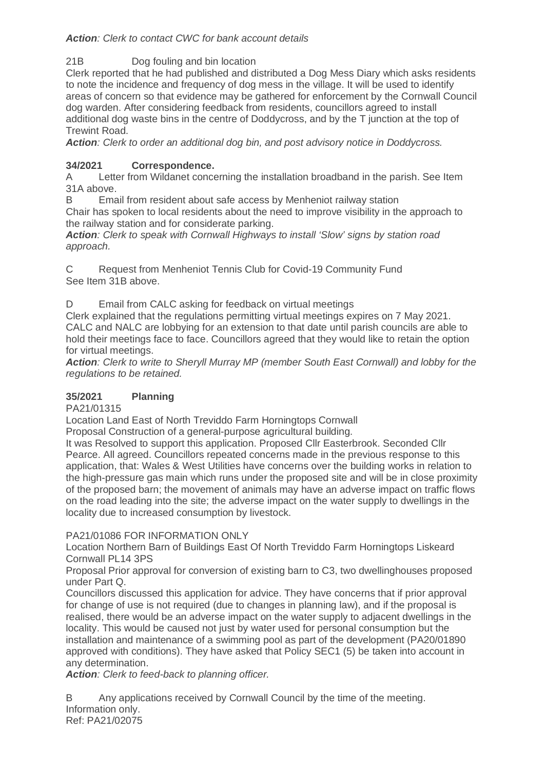***Action**: Clerk to contact CWC for bank account details*

21B Dog fouling and bin location

Clerk reported that he had published and distributed a Dog Mess Diary which asks residents to note the incidence and frequency of dog mess in the village. It will be used to identify areas of concern so that evidence may be gathered for enforcement by the Cornwall Council dog warden. After considering feedback from residents, councillors agreed to install additional dog waste bins in the centre of Doddycross, and by the T junction at the top of Trewint Road.

***Action**: Clerk to order an additional dog bin, and post advisory notice in Doddycross.*

**34/2021 Correspondence.**

A Letter from Wildanet concerning the installation broadband in the parish. See Item 31A above.

B Email from resident about safe access by Menheniot railway station

Chair has spoken to local residents about the need to improve visibility in the approach to the railway station and for considerate parking.

***Action**: Clerk to speak with Cornwall Highways to install 'Slow' signs by station road approach.*

C Request from Menheniot Tennis Club for Covid-19 Community Fund

See Item 31B above.

D Email from CALC asking for feedback on virtual meetings

Clerk explained that the regulations permitting virtual meetings expires on 7 May 2021. CALC and NALC are lobbying for an extension to that date until parish councils are able to hold their meetings face to face. Councillors agreed that they would like to retain the option for virtual meetings.

***Action**: Clerk to write to Sheryll Murray MP (member South East Cornwall) and lobby for the regulations to be retained.*

**35/2021 Planning**

PA21/01315

Location Land East of North Treviddo Farm Horningtops Cornwall

Proposal Construction of a general-purpose agricultural building.

It was Resolved to support this application. Proposed Cllr Easterbrook. Seconded Cllr Pearce. All agreed. Councillors repeated concerns made in the previous response to this application, that: Wales & West Utilities have concerns over the building works in relation to the high-pressure gas main which runs under the proposed site and will be in close proximity of the proposed barn; the movement of animals may have an adverse impact on traffic flows on the road leading into the site; the adverse impact on the water supply to dwellings in the locality due to increased consumption by livestock.

PA21/01086 FOR INFORMATION ONLY

Location Northern Barn of Buildings East Of North Treviddo Farm Horningtops Liskeard Cornwall PL14 3PS

Proposal Prior approval for conversion of existing barn to C3, two dwellinghouses proposed under Part Q.

Councillors discussed this application for advice. They have concerns that if prior approval for change of use is not required (due to changes in planning law), and if the proposal is realised, there would be an adverse impact on the water supply to adjacent dwellings in the locality. This would be caused not just by water used for personal consumption but the installation and maintenance of a swimming pool as part of the development (PA20/01890 approved with conditions). They have asked that Policy SEC1 (5) be taken into account in any determination.

***Action**: Clerk to feed-back to planning officer.*

B Any applications received by Cornwall Council by the time of the meeting.

Information only.

Ref: PA21/02075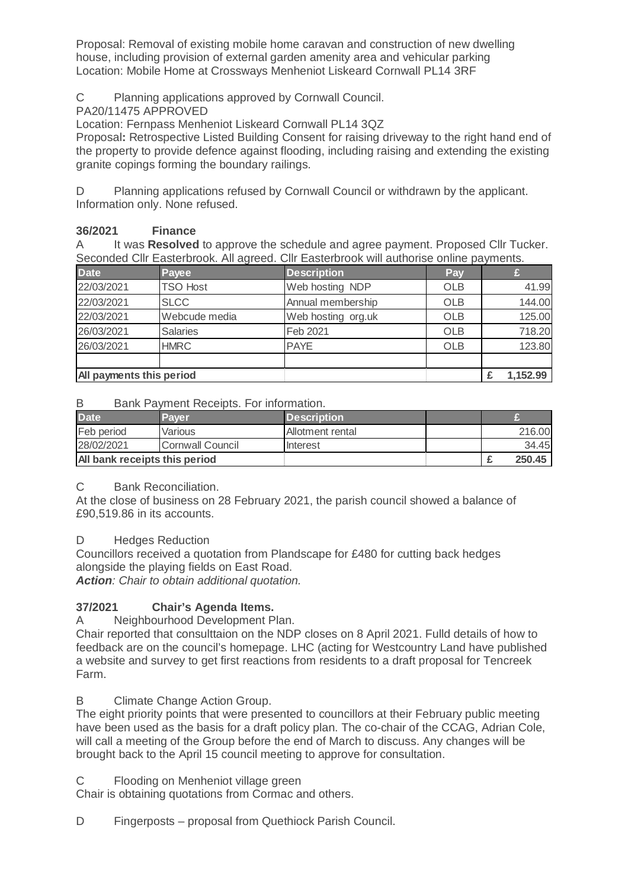Proposal: Removal of existing mobile home caravan and construction of new dwelling house, including provision of external garden amenity area and vehicular parking
Location: Mobile Home at Crossways Menheniot Liskeard Cornwall PL14 3RF

C Planning applications approved by Cornwall Council.
PA20/11475 APPROVED
Location: Fernpass Menheniot Liskeard Cornwall PL14 3QZ
Proposal**:** Retrospective Listed Building Consent for raising driveway to the right hand end of the property to provide defence against flooding, including raising and extending the existing granite copings forming the boundary railings.

D Planning applications refused by Cornwall Council or withdrawn by the applicant. Information only. None refused.

**36/2021 Finance**

A It was **Resolved** to approve the schedule and agree payment. Proposed Cllr Tucker. Seconded Cllr Easterbrook. All agreed. Cllr Easterbrook will authorise online payments.

| Date | Payee | Description | Pay | £ |
|---|---|---|---|---|
| 22/03/2021 | TSO Host | Web hosting NDP | OLB | 41.99 |
| 22/03/2021 | SLCC | Annual membership | OLB | 144.00 |
| 22/03/2021 | Webcude media | Web hosting org.uk | OLB | 125.00 |
| 26/03/2021 | Salaries | Feb 2021 | OLB | 718.20 |
| 26/03/2021 | HMRC | PAYE | OLB | 123.80 |
| | | | | |
| **All payments this period** | | | | **£ 1,152.99** |

B Bank Payment Receipts. For information.

| Date | Payer | Description | | £ |
|---|---|---|---|---|
| Feb period | Various | Allotment rental | | 216.00 |
| 28/02/2021 | Cornwall Council | Interest | | 34.45 |
| **All bank receipts this period** | | | | **£ 250.45** |

C Bank Reconciliation.
At the close of business on 28 February 2021, the parish council showed a balance of £90,519.86 in its accounts.

D Hedges Reduction
Councillors received a quotation from Plandscape for £480 for cutting back hedges alongside the playing fields on East Road.
***Action**: Chair to obtain additional quotation.*

**37/2021 Chair's Agenda Items.**

A Neighbourhood Development Plan.
Chair reported that consulttaion on the NDP closes on 8 April 2021. Fulld details of how to feedback are on the council's homepage. LHC (acting for Westcountry Land have published a website and survey to get first reactions from residents to a draft proposal for Tencreek Farm.

B Climate Change Action Group.
The eight priority points that were presented to councillors at their February public meeting have been used as the basis for a draft policy plan. The co-chair of the CCAG, Adrian Cole, will call a meeting of the Group before the end of March to discuss. Any changes will be brought back to the April 15 council meeting to approve for consultation.

C Flooding on Menheniot village green
Chair is obtaining quotations from Cormac and others.

D Fingerposts – proposal from Quethiock Parish Council.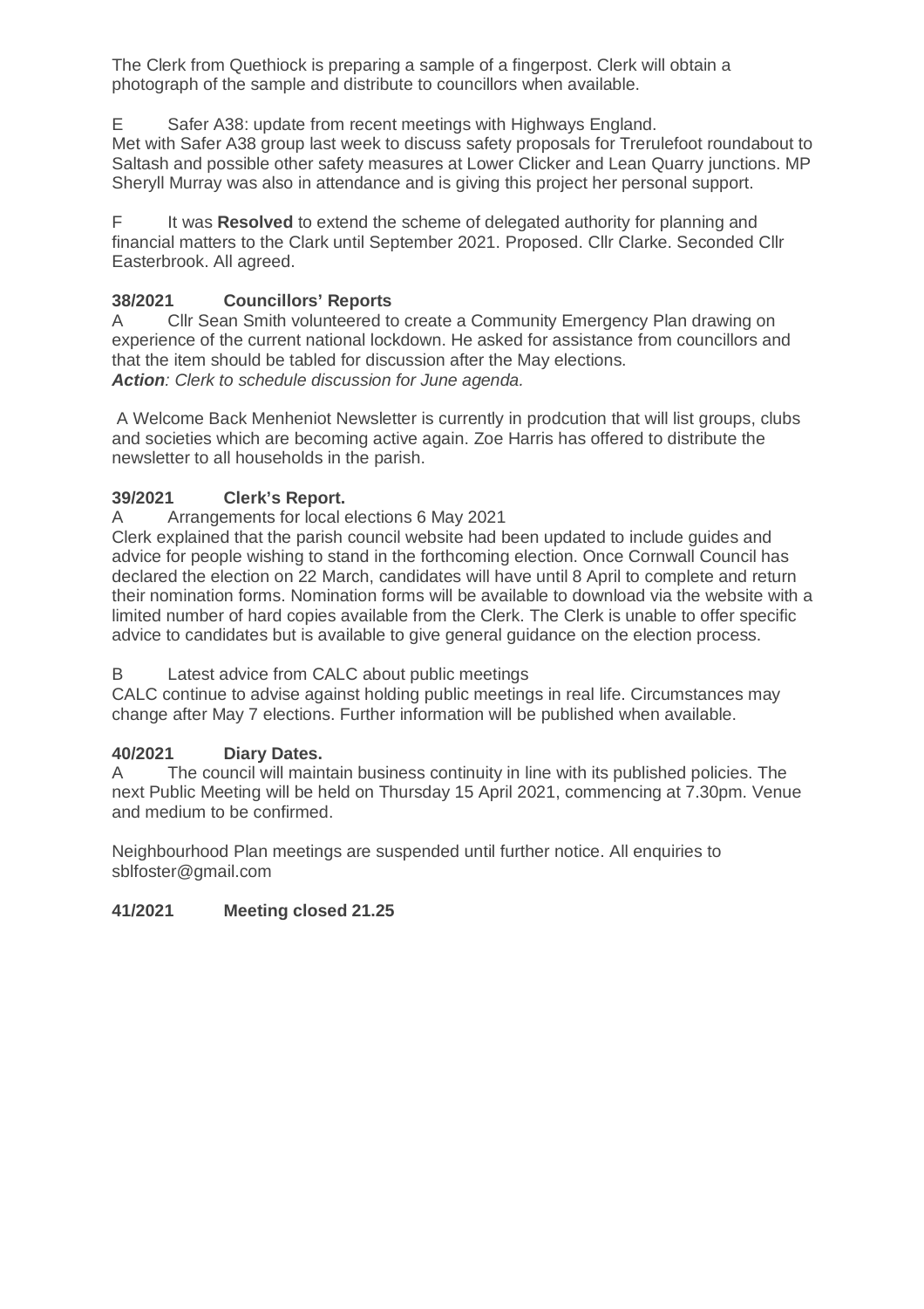The Clerk from Quethiock is preparing a sample of a fingerpost. Clerk will obtain a photograph of the sample and distribute to councillors when available.

E Safer A38: update from recent meetings with Highways England.
Met with Safer A38 group last week to discuss safety proposals for Trerulefoot roundabout to Saltash and possible other safety measures at Lower Clicker and Lean Quarry junctions. MP Sheryll Murray was also in attendance and is giving this project her personal support.

F It was **Resolved** to extend the scheme of delegated authority for planning and financial matters to the Clark until September 2021. Proposed. Cllr Clarke. Seconded Cllr Easterbrook. All agreed.

**38/2021 Councillors' Reports**

A Cllr Sean Smith volunteered to create a Community Emergency Plan drawing on experience of the current national lockdown. He asked for assistance from councillors and that the item should be tabled for discussion after the May elections.
***Action**: Clerk to schedule discussion for June agenda.*

A Welcome Back Menheniot Newsletter is currently in prodcution that will list groups, clubs and societies which are becoming active again. Zoe Harris has offered to distribute the newsletter to all households in the parish.

**39/2021 Clerk's Report.**

A Arrangements for local elections 6 May 2021
Clerk explained that the parish council website had been updated to include guides and advice for people wishing to stand in the forthcoming election. Once Cornwall Council has declared the election on 22 March, candidates will have until 8 April to complete and return their nomination forms. Nomination forms will be available to download via the website with a limited number of hard copies available from the Clerk. The Clerk is unable to offer specific advice to candidates but is available to give general guidance on the election process.

B Latest advice from CALC about public meetings
CALC continue to advise against holding public meetings in real life. Circumstances may change after May 7 elections. Further information will be published when available.

**40/2021 Diary Dates.**

A The council will maintain business continuity in line with its published policies. The next Public Meeting will be held on Thursday 15 April 2021, commencing at 7.30pm. Venue and medium to be confirmed.

Neighbourhood Plan meetings are suspended until further notice. All enquiries to sblfoster@gmail.com

**41/2021 Meeting closed 21.25**